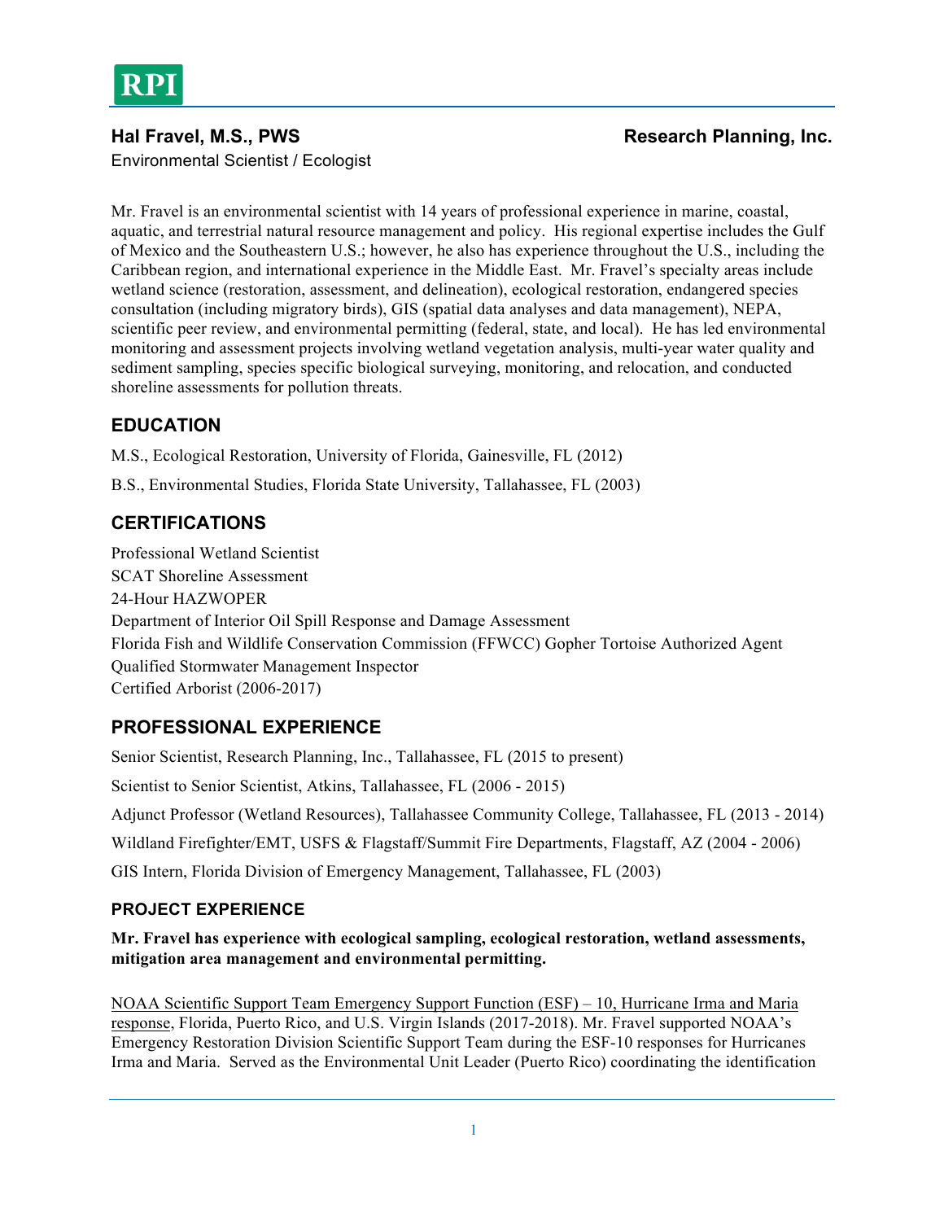RPI

**Hal Fravel, M.S., PWS** **Research Planning, Inc.**

Environmental Scientist / Ecologist

Mr. Fravel is an environmental scientist with 14 years of professional experience in marine, coastal, aquatic, and terrestrial natural resource management and policy. His regional expertise includes the Gulf of Mexico and the Southeastern U.S.; however, he also has experience throughout the U.S., including the Caribbean region, and international experience in the Middle East. Mr. Fravel's specialty areas include wetland science (restoration, assessment, and delineation), ecological restoration, endangered species consultation (including migratory birds), GIS (spatial data analyses and data management), NEPA, scientific peer review, and environmental permitting (federal, state, and local). He has led environmental monitoring and assessment projects involving wetland vegetation analysis, multi-year water quality and sediment sampling, species specific biological surveying, monitoring, and relocation, and conducted shoreline assessments for pollution threats.

## EDUCATION

M.S., Ecological Restoration, University of Florida, Gainesville, FL (2012)

B.S., Environmental Studies, Florida State University, Tallahassee, FL (2003)

## CERTIFICATIONS

Professional Wetland Scientist
SCAT Shoreline Assessment
24-Hour HAZWOPER
Department of Interior Oil Spill Response and Damage Assessment
Florida Fish and Wildlife Conservation Commission (FFWCC) Gopher Tortoise Authorized Agent
Qualified Stormwater Management Inspector
Certified Arborist (2006-2017)

## PROFESSIONAL EXPERIENCE

Senior Scientist, Research Planning, Inc., Tallahassee, FL (2015 to present)

Scientist to Senior Scientist, Atkins, Tallahassee, FL (2006 - 2015)

Adjunct Professor (Wetland Resources), Tallahassee Community College, Tallahassee, FL (2013 - 2014)

Wildland Firefighter/EMT, USFS & Flagstaff/Summit Fire Departments, Flagstaff, AZ (2004 - 2006)

GIS Intern, Florida Division of Emergency Management, Tallahassee, FL (2003)

### PROJECT EXPERIENCE

**Mr. Fravel has experience with ecological sampling, ecological restoration, wetland assessments, mitigation area management and environmental permitting.**

NOAA Scientific Support Team Emergency Support Function (ESF) – 10, Hurricane Irma and Maria response, Florida, Puerto Rico, and U.S. Virgin Islands (2017-2018). Mr. Fravel supported NOAA's Emergency Restoration Division Scientific Support Team during the ESF-10 responses for Hurricanes Irma and Maria. Served as the Environmental Unit Leader (Puerto Rico) coordinating the identification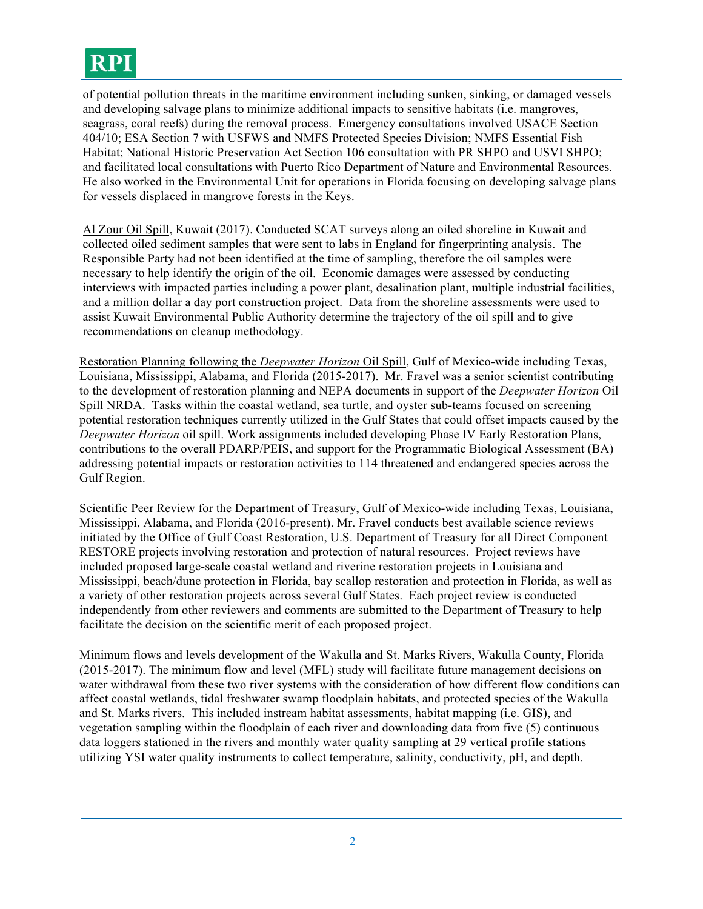of potential pollution threats in the maritime environment including sunken, sinking, or damaged vessels and developing salvage plans to minimize additional impacts to sensitive habitats (i.e. mangroves, seagrass, coral reefs) during the removal process. Emergency consultations involved USACE Section 404/10; ESA Section 7 with USFWS and NMFS Protected Species Division; NMFS Essential Fish Habitat; National Historic Preservation Act Section 106 consultation with PR SHPO and USVI SHPO; and facilitated local consultations with Puerto Rico Department of Nature and Environmental Resources. He also worked in the Environmental Unit for operations in Florida focusing on developing salvage plans for vessels displaced in mangrove forests in the Keys.

<u>Al Zour Oil Spill</u>, Kuwait (2017). Conducted SCAT surveys along an oiled shoreline in Kuwait and collected oiled sediment samples that were sent to labs in England for fingerprinting analysis. The Responsible Party had not been identified at the time of sampling, therefore the oil samples were necessary to help identify the origin of the oil. Economic damages were assessed by conducting interviews with impacted parties including a power plant, desalination plant, multiple industrial facilities, and a million dollar a day port construction project. Data from the shoreline assessments were used to assist Kuwait Environmental Public Authority determine the trajectory of the oil spill and to give recommendations on cleanup methodology.

<u>Restoration Planning following the *Deepwater Horizon* Oil Spill</u>, Gulf of Mexico-wide including Texas, Louisiana, Mississippi, Alabama, and Florida (2015-2017). Mr. Fravel was a senior scientist contributing to the development of restoration planning and NEPA documents in support of the *Deepwater Horizon* Oil Spill NRDA. Tasks within the coastal wetland, sea turtle, and oyster sub-teams focused on screening potential restoration techniques currently utilized in the Gulf States that could offset impacts caused by the *Deepwater Horizon* oil spill. Work assignments included developing Phase IV Early Restoration Plans, contributions to the overall PDARP/PEIS, and support for the Programmatic Biological Assessment (BA) addressing potential impacts or restoration activities to 114 threatened and endangered species across the Gulf Region.

<u>Scientific Peer Review for the Department of Treasury</u>, Gulf of Mexico-wide including Texas, Louisiana, Mississippi, Alabama, and Florida (2016-present). Mr. Fravel conducts best available science reviews initiated by the Office of Gulf Coast Restoration, U.S. Department of Treasury for all Direct Component RESTORE projects involving restoration and protection of natural resources. Project reviews have included proposed large-scale coastal wetland and riverine restoration projects in Louisiana and Mississippi, beach/dune protection in Florida, bay scallop restoration and protection in Florida, as well as a variety of other restoration projects across several Gulf States. Each project review is conducted independently from other reviewers and comments are submitted to the Department of Treasury to help facilitate the decision on the scientific merit of each proposed project.

<u>Minimum flows and levels development of the Wakulla and St. Marks Rivers</u>, Wakulla County, Florida (2015-2017). The minimum flow and level (MFL) study will facilitate future management decisions on water withdrawal from these two river systems with the consideration of how different flow conditions can affect coastal wetlands, tidal freshwater swamp floodplain habitats, and protected species of the Wakulla and St. Marks rivers. This included instream habitat assessments, habitat mapping (i.e. GIS), and vegetation sampling within the floodplain of each river and downloading data from five (5) continuous data loggers stationed in the rivers and monthly water quality sampling at 29 vertical profile stations utilizing YSI water quality instruments to collect temperature, salinity, conductivity, pH, and depth.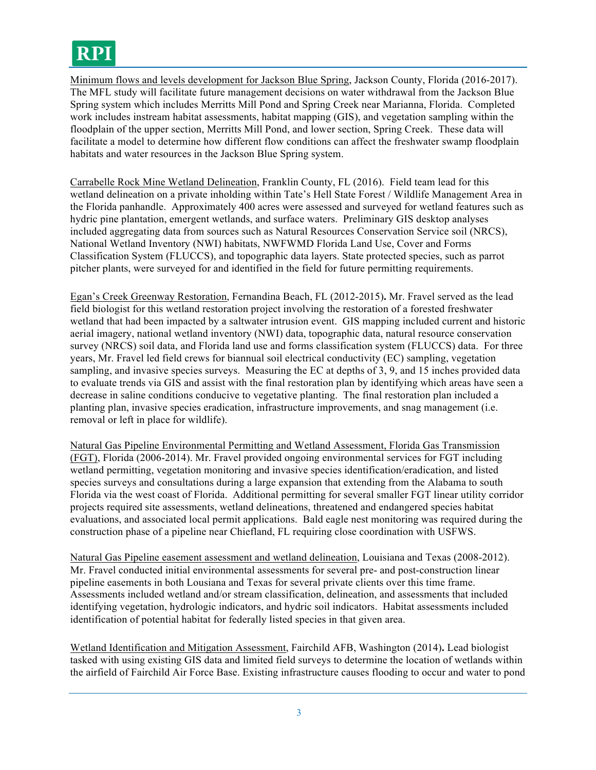Minimum flows and levels development for Jackson Blue Spring, Jackson County, Florida (2016-2017). The MFL study will facilitate future management decisions on water withdrawal from the Jackson Blue Spring system which includes Merritts Mill Pond and Spring Creek near Marianna, Florida. Completed work includes instream habitat assessments, habitat mapping (GIS), and vegetation sampling within the floodplain of the upper section, Merritts Mill Pond, and lower section, Spring Creek. These data will facilitate a model to determine how different flow conditions can affect the freshwater swamp floodplain habitats and water resources in the Jackson Blue Spring system.

Carrabelle Rock Mine Wetland Delineation, Franklin County, FL (2016). Field team lead for this wetland delineation on a private inholding within Tate's Hell State Forest / Wildlife Management Area in the Florida panhandle. Approximately 400 acres were assessed and surveyed for wetland features such as hydric pine plantation, emergent wetlands, and surface waters. Preliminary GIS desktop analyses included aggregating data from sources such as Natural Resources Conservation Service soil (NRCS), National Wetland Inventory (NWI) habitats, NWFWMD Florida Land Use, Cover and Forms Classification System (FLUCCS), and topographic data layers. State protected species, such as parrot pitcher plants, were surveyed for and identified in the field for future permitting requirements.

Egan's Creek Greenway Restoration, Fernandina Beach, FL (2012-2015). Mr. Fravel served as the lead field biologist for this wetland restoration project involving the restoration of a forested freshwater wetland that had been impacted by a saltwater intrusion event. GIS mapping included current and historic aerial imagery, national wetland inventory (NWI) data, topographic data, natural resource conservation survey (NRCS) soil data, and Florida land use and forms classification system (FLUCCS) data. For three years, Mr. Fravel led field crews for biannual soil electrical conductivity (EC) sampling, vegetation sampling, and invasive species surveys. Measuring the EC at depths of 3, 9, and 15 inches provided data to evaluate trends via GIS and assist with the final restoration plan by identifying which areas have seen a decrease in saline conditions conducive to vegetative planting. The final restoration plan included a planting plan, invasive species eradication, infrastructure improvements, and snag management (i.e. removal or left in place for wildlife).

Natural Gas Pipeline Environmental Permitting and Wetland Assessment, Florida Gas Transmission (FGT), Florida (2006-2014). Mr. Fravel provided ongoing environmental services for FGT including wetland permitting, vegetation monitoring and invasive species identification/eradication, and listed species surveys and consultations during a large expansion that extending from the Alabama to south Florida via the west coast of Florida. Additional permitting for several smaller FGT linear utility corridor projects required site assessments, wetland delineations, threatened and endangered species habitat evaluations, and associated local permit applications. Bald eagle nest monitoring was required during the construction phase of a pipeline near Chiefland, FL requiring close coordination with USFWS.

Natural Gas Pipeline easement assessment and wetland delineation, Louisiana and Texas (2008-2012). Mr. Fravel conducted initial environmental assessments for several pre- and post-construction linear pipeline easements in both Lousiana and Texas for several private clients over this time frame. Assessments included wetland and/or stream classification, delineation, and assessments that included identifying vegetation, hydrologic indicators, and hydric soil indicators. Habitat assessments included identification of potential habitat for federally listed species in that given area.

Wetland Identification and Mitigation Assessment, Fairchild AFB, Washington (2014). Lead biologist tasked with using existing GIS data and limited field surveys to determine the location of wetlands within the airfield of Fairchild Air Force Base. Existing infrastructure causes flooding to occur and water to pond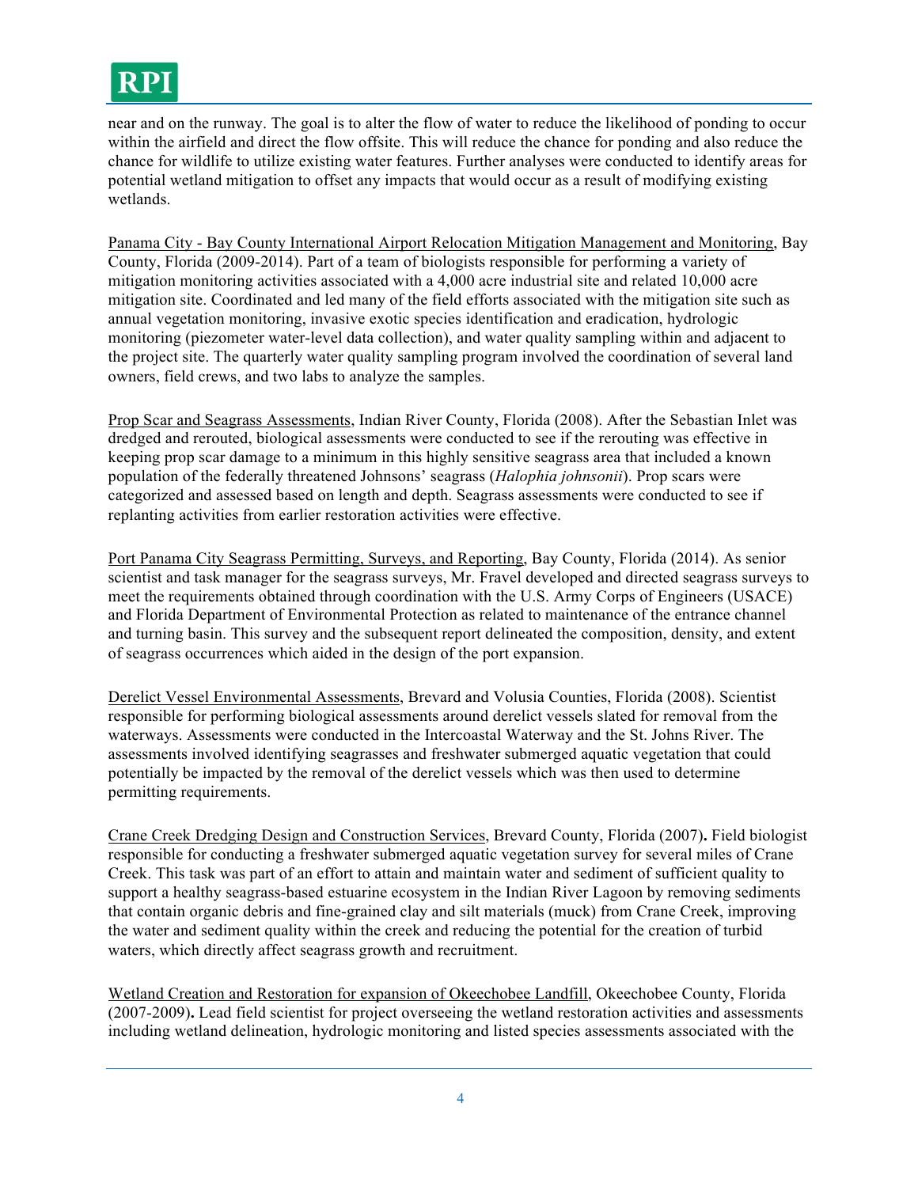near and on the runway. The goal is to alter the flow of water to reduce the likelihood of ponding to occur within the airfield and direct the flow offsite. This will reduce the chance for ponding and also reduce the chance for wildlife to utilize existing water features. Further analyses were conducted to identify areas for potential wetland mitigation to offset any impacts that would occur as a result of modifying existing wetlands.

<u>Panama City - Bay County International Airport Relocation Mitigation Management and Monitoring</u>, Bay County, Florida (2009-2014). Part of a team of biologists responsible for performing a variety of mitigation monitoring activities associated with a 4,000 acre industrial site and related 10,000 acre mitigation site. Coordinated and led many of the field efforts associated with the mitigation site such as annual vegetation monitoring, invasive exotic species identification and eradication, hydrologic monitoring (piezometer water-level data collection), and water quality sampling within and adjacent to the project site. The quarterly water quality sampling program involved the coordination of several land owners, field crews, and two labs to analyze the samples.

<u>Prop Scar and Seagrass Assessments</u>, Indian River County, Florida (2008). After the Sebastian Inlet was dredged and rerouted, biological assessments were conducted to see if the rerouting was effective in keeping prop scar damage to a minimum in this highly sensitive seagrass area that included a known population of the federally threatened Johnsons' seagrass (*Halophia johnsonii*). Prop scars were categorized and assessed based on length and depth. Seagrass assessments were conducted to see if replanting activities from earlier restoration activities were effective.

<u>Port Panama City Seagrass Permitting, Surveys, and Reporting</u>, Bay County, Florida (2014). As senior scientist and task manager for the seagrass surveys, Mr. Fravel developed and directed seagrass surveys to meet the requirements obtained through coordination with the U.S. Army Corps of Engineers (USACE) and Florida Department of Environmental Protection as related to maintenance of the entrance channel and turning basin. This survey and the subsequent report delineated the composition, density, and extent of seagrass occurrences which aided in the design of the port expansion.

<u>Derelict Vessel Environmental Assessments</u>, Brevard and Volusia Counties, Florida (2008). Scientist responsible for performing biological assessments around derelict vessels slated for removal from the waterways. Assessments were conducted in the Intercoastal Waterway and the St. Johns River. The assessments involved identifying seagrasses and freshwater submerged aquatic vegetation that could potentially be impacted by the removal of the derelict vessels which was then used to determine permitting requirements.

<u>Crane Creek Dredging Design and Construction Services</u>, Brevard County, Florida (2007)**.** Field biologist responsible for conducting a freshwater submerged aquatic vegetation survey for several miles of Crane Creek. This task was part of an effort to attain and maintain water and sediment of sufficient quality to support a healthy seagrass-based estuarine ecosystem in the Indian River Lagoon by removing sediments that contain organic debris and fine-grained clay and silt materials (muck) from Crane Creek, improving the water and sediment quality within the creek and reducing the potential for the creation of turbid waters, which directly affect seagrass growth and recruitment.

<u>Wetland Creation and Restoration for expansion of Okeechobee Landfill</u>, Okeechobee County, Florida (2007-2009)**.** Lead field scientist for project overseeing the wetland restoration activities and assessments including wetland delineation, hydrologic monitoring and listed species assessments associated with the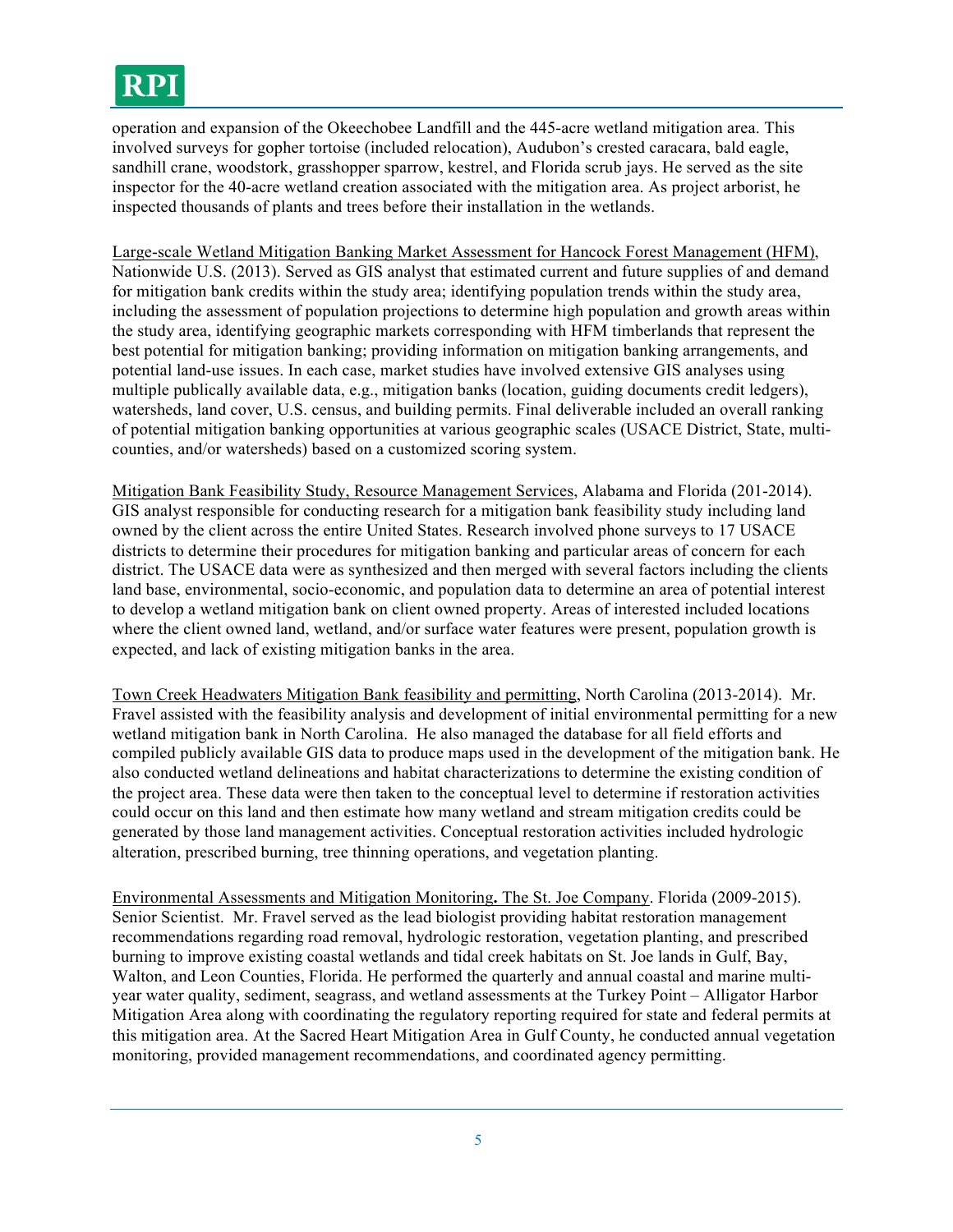operation and expansion of the Okeechobee Landfill and the 445-acre wetland mitigation area. This involved surveys for gopher tortoise (included relocation), Audubon's crested caracara, bald eagle, sandhill crane, woodstork, grasshopper sparrow, kestrel, and Florida scrub jays. He served as the site inspector for the 40-acre wetland creation associated with the mitigation area. As project arborist, he inspected thousands of plants and trees before their installation in the wetlands.

<u>Large-scale Wetland Mitigation Banking Market Assessment for Hancock Forest Management (HFM)</u>, Nationwide U.S. (2013). Served as GIS analyst that estimated current and future supplies of and demand for mitigation bank credits within the study area; identifying population trends within the study area, including the assessment of population projections to determine high population and growth areas within the study area, identifying geographic markets corresponding with HFM timberlands that represent the best potential for mitigation banking; providing information on mitigation banking arrangements, and potential land-use issues. In each case, market studies have involved extensive GIS analyses using multiple publically available data, e.g., mitigation banks (location, guiding documents credit ledgers), watersheds, land cover, U.S. census, and building permits. Final deliverable included an overall ranking of potential mitigation banking opportunities at various geographic scales (USACE District, State, multi-counties, and/or watersheds) based on a customized scoring system.

<u>Mitigation Bank Feasibility Study, Resource Management Services</u>, Alabama and Florida (201-2014). GIS analyst responsible for conducting research for a mitigation bank feasibility study including land owned by the client across the entire United States. Research involved phone surveys to 17 USACE districts to determine their procedures for mitigation banking and particular areas of concern for each district. The USACE data were as synthesized and then merged with several factors including the clients land base, environmental, socio-economic, and population data to determine an area of potential interest to develop a wetland mitigation bank on client owned property. Areas of interested included locations where the client owned land, wetland, and/or surface water features were present, population growth is expected, and lack of existing mitigation banks in the area.

<u>Town Creek Headwaters Mitigation Bank feasibility and permitting</u>, North Carolina (2013-2014). Mr. Fravel assisted with the feasibility analysis and development of initial environmental permitting for a new wetland mitigation bank in North Carolina. He also managed the database for all field efforts and compiled publicly available GIS data to produce maps used in the development of the mitigation bank. He also conducted wetland delineations and habitat characterizations to determine the existing condition of the project area. These data were then taken to the conceptual level to determine if restoration activities could occur on this land and then estimate how many wetland and stream mitigation credits could be generated by those land management activities. Conceptual restoration activities included hydrologic alteration, prescribed burning, tree thinning operations, and vegetation planting.

<u>Environmental Assessments and Mitigation Monitoring**.** The St. Joe Company</u>. Florida (2009-2015). Senior Scientist. Mr. Fravel served as the lead biologist providing habitat restoration management recommendations regarding road removal, hydrologic restoration, vegetation planting, and prescribed burning to improve existing coastal wetlands and tidal creek habitats on St. Joe lands in Gulf, Bay, Walton, and Leon Counties, Florida. He performed the quarterly and annual coastal and marine multi-year water quality, sediment, seagrass, and wetland assessments at the Turkey Point – Alligator Harbor Mitigation Area along with coordinating the regulatory reporting required for state and federal permits at this mitigation area. At the Sacred Heart Mitigation Area in Gulf County, he conducted annual vegetation monitoring, provided management recommendations, and coordinated agency permitting.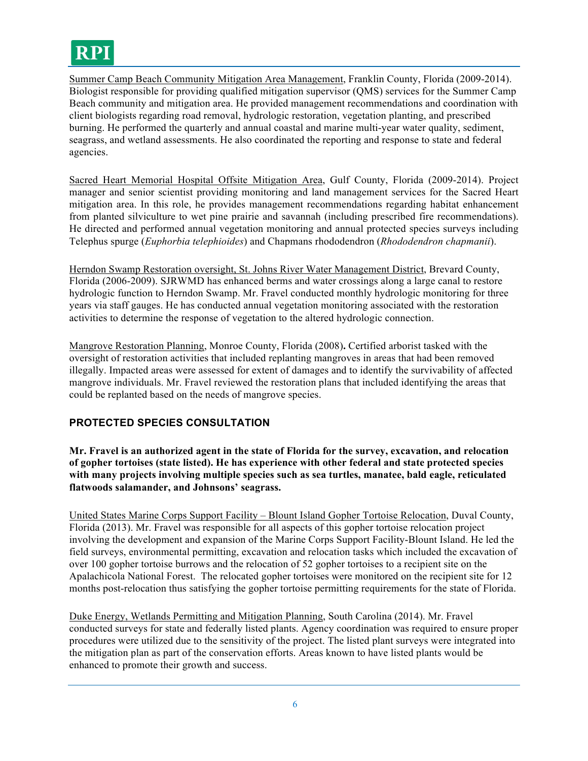<u>Summer Camp Beach Community Mitigation Area Management</u>, Franklin County, Florida (2009-2014). Biologist responsible for providing qualified mitigation supervisor (QMS) services for the Summer Camp Beach community and mitigation area. He provided management recommendations and coordination with client biologists regarding road removal, hydrologic restoration, vegetation planting, and prescribed burning. He performed the quarterly and annual coastal and marine multi-year water quality, sediment, seagrass, and wetland assessments. He also coordinated the reporting and response to state and federal agencies.

<u>Sacred Heart Memorial Hospital Offsite Mitigation Area</u>, Gulf County, Florida (2009-2014). Project manager and senior scientist providing monitoring and land management services for the Sacred Heart mitigation area. In this role, he provides management recommendations regarding habitat enhancement from planted silviculture to wet pine prairie and savannah (including prescribed fire recommendations). He directed and performed annual vegetation monitoring and annual protected species surveys including Telephus spurge (*Euphorbia telephioides*) and Chapmans rhododendron (*Rhododendron chapmanii*).

<u>Herndon Swamp Restoration oversight, St. Johns River Water Management District</u>, Brevard County, Florida (2006-2009). SJRWMD has enhanced berms and water crossings along a large canal to restore hydrologic function to Herndon Swamp. Mr. Fravel conducted monthly hydrologic monitoring for three years via staff gauges. He has conducted annual vegetation monitoring associated with the restoration activities to determine the response of vegetation to the altered hydrologic connection.

<u>Mangrove Restoration Planning</u>, Monroe County, Florida (2008)**.** Certified arborist tasked with the oversight of restoration activities that included replanting mangroves in areas that had been removed illegally. Impacted areas were assessed for extent of damages and to identify the survivability of affected mangrove individuals. Mr. Fravel reviewed the restoration plans that included identifying the areas that could be replanted based on the needs of mangrove species.

## PROTECTED SPECIES CONSULTATION

**Mr. Fravel is an authorized agent in the state of Florida for the survey, excavation, and relocation of gopher tortoises (state listed). He has experience with other federal and state protected species with many projects involving multiple species such as sea turtles, manatee, bald eagle, reticulated flatwoods salamander, and Johnsons' seagrass.**

<u>United States Marine Corps Support Facility – Blount Island Gopher Tortoise Relocation</u>, Duval County, Florida (2013). Mr. Fravel was responsible for all aspects of this gopher tortoise relocation project involving the development and expansion of the Marine Corps Support Facility-Blount Island. He led the field surveys, environmental permitting, excavation and relocation tasks which included the excavation of over 100 gopher tortoise burrows and the relocation of 52 gopher tortoises to a recipient site on the Apalachicola National Forest. The relocated gopher tortoises were monitored on the recipient site for 12 months post-relocation thus satisfying the gopher tortoise permitting requirements for the state of Florida.

<u>Duke Energy, Wetlands Permitting and Mitigation Planning</u>, South Carolina (2014). Mr. Fravel conducted surveys for state and federally listed plants. Agency coordination was required to ensure proper procedures were utilized due to the sensitivity of the project. The listed plant surveys were integrated into the mitigation plan as part of the conservation efforts. Areas known to have listed plants would be enhanced to promote their growth and success.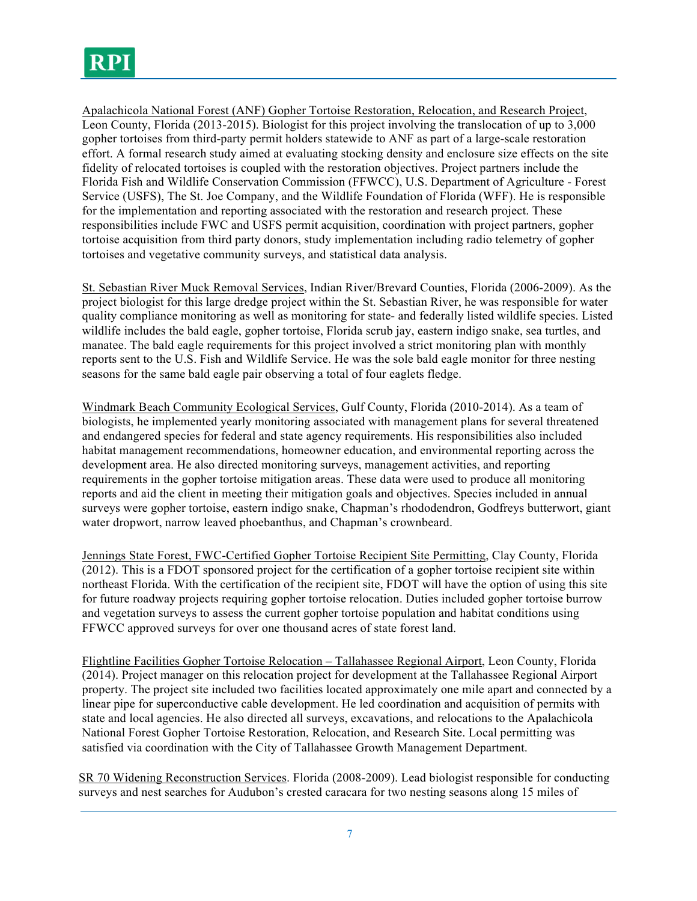Apalachicola National Forest (ANF) Gopher Tortoise Restoration, Relocation, and Research Project, Leon County, Florida (2013-2015). Biologist for this project involving the translocation of up to 3,000 gopher tortoises from third-party permit holders statewide to ANF as part of a large-scale restoration effort. A formal research study aimed at evaluating stocking density and enclosure size effects on the site fidelity of relocated tortoises is coupled with the restoration objectives. Project partners include the Florida Fish and Wildlife Conservation Commission (FFWCC), U.S. Department of Agriculture - Forest Service (USFS), The St. Joe Company, and the Wildlife Foundation of Florida (WFF). He is responsible for the implementation and reporting associated with the restoration and research project. These responsibilities include FWC and USFS permit acquisition, coordination with project partners, gopher tortoise acquisition from third party donors, study implementation including radio telemetry of gopher tortoises and vegetative community surveys, and statistical data analysis.

St. Sebastian River Muck Removal Services, Indian River/Brevard Counties, Florida (2006-2009). As the project biologist for this large dredge project within the St. Sebastian River, he was responsible for water quality compliance monitoring as well as monitoring for state- and federally listed wildlife species. Listed wildlife includes the bald eagle, gopher tortoise, Florida scrub jay, eastern indigo snake, sea turtles, and manatee. The bald eagle requirements for this project involved a strict monitoring plan with monthly reports sent to the U.S. Fish and Wildlife Service. He was the sole bald eagle monitor for three nesting seasons for the same bald eagle pair observing a total of four eaglets fledge.

Windmark Beach Community Ecological Services, Gulf County, Florida (2010-2014). As a team of biologists, he implemented yearly monitoring associated with management plans for several threatened and endangered species for federal and state agency requirements. His responsibilities also included habitat management recommendations, homeowner education, and environmental reporting across the development area. He also directed monitoring surveys, management activities, and reporting requirements in the gopher tortoise mitigation areas. These data were used to produce all monitoring reports and aid the client in meeting their mitigation goals and objectives. Species included in annual surveys were gopher tortoise, eastern indigo snake, Chapman's rhododendron, Godfreys butterwort, giant water dropwort, narrow leaved phoebanthus, and Chapman's crownbeard.

Jennings State Forest, FWC-Certified Gopher Tortoise Recipient Site Permitting, Clay County, Florida (2012). This is a FDOT sponsored project for the certification of a gopher tortoise recipient site within northeast Florida. With the certification of the recipient site, FDOT will have the option of using this site for future roadway projects requiring gopher tortoise relocation. Duties included gopher tortoise burrow and vegetation surveys to assess the current gopher tortoise population and habitat conditions using FFWCC approved surveys for over one thousand acres of state forest land.

Flightline Facilities Gopher Tortoise Relocation – Tallahassee Regional Airport, Leon County, Florida (2014). Project manager on this relocation project for development at the Tallahassee Regional Airport property. The project site included two facilities located approximately one mile apart and connected by a linear pipe for superconductive cable development. He led coordination and acquisition of permits with state and local agencies. He also directed all surveys, excavations, and relocations to the Apalachicola National Forest Gopher Tortoise Restoration, Relocation, and Research Site. Local permitting was satisfied via coordination with the City of Tallahassee Growth Management Department.

SR 70 Widening Reconstruction Services. Florida (2008-2009). Lead biologist responsible for conducting surveys and nest searches for Audubon's crested caracara for two nesting seasons along 15 miles of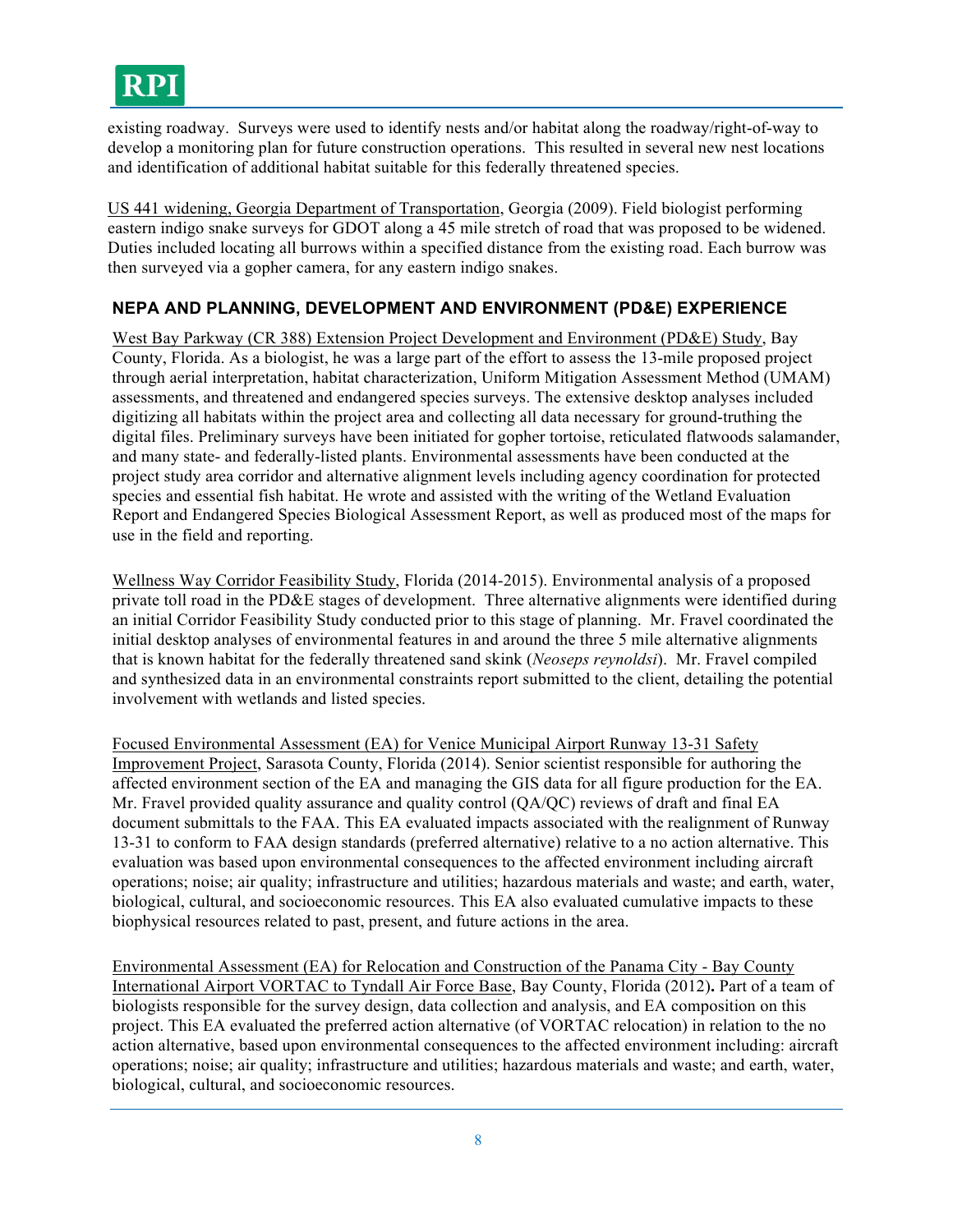existing roadway. Surveys were used to identify nests and/or habitat along the roadway/right-of-way to develop a monitoring plan for future construction operations. This resulted in several new nest locations and identification of additional habitat suitable for this federally threatened species.

<u>US 441 widening, Georgia Department of Transportation</u>, Georgia (2009). Field biologist performing eastern indigo snake surveys for GDOT along a 45 mile stretch of road that was proposed to be widened. Duties included locating all burrows within a specified distance from the existing road. Each burrow was then surveyed via a gopher camera, for any eastern indigo snakes.

## NEPA AND PLANNING, DEVELOPMENT AND ENVIRONMENT (PD&E) EXPERIENCE

<u>West Bay Parkway (CR 388) Extension Project Development and Environment (PD&E) Study</u>, Bay County, Florida. As a biologist, he was a large part of the effort to assess the 13-mile proposed project through aerial interpretation, habitat characterization, Uniform Mitigation Assessment Method (UMAM) assessments, and threatened and endangered species surveys. The extensive desktop analyses included digitizing all habitats within the project area and collecting all data necessary for ground-truthing the digital files. Preliminary surveys have been initiated for gopher tortoise, reticulated flatwoods salamander, and many state- and federally-listed plants. Environmental assessments have been conducted at the project study area corridor and alternative alignment levels including agency coordination for protected species and essential fish habitat. He wrote and assisted with the writing of the Wetland Evaluation Report and Endangered Species Biological Assessment Report, as well as produced most of the maps for use in the field and reporting.

<u>Wellness Way Corridor Feasibility Study</u>, Florida (2014-2015). Environmental analysis of a proposed private toll road in the PD&E stages of development. Three alternative alignments were identified during an initial Corridor Feasibility Study conducted prior to this stage of planning. Mr. Fravel coordinated the initial desktop analyses of environmental features in and around the three 5 mile alternative alignments that is known habitat for the federally threatened sand skink (*Neoseps reynoldsi*). Mr. Fravel compiled and synthesized data in an environmental constraints report submitted to the client, detailing the potential involvement with wetlands and listed species.

<u>Focused Environmental Assessment (EA) for Venice Municipal Airport Runway 13-31 Safety Improvement Project</u>, Sarasota County, Florida (2014). Senior scientist responsible for authoring the affected environment section of the EA and managing the GIS data for all figure production for the EA. Mr. Fravel provided quality assurance and quality control (QA/QC) reviews of draft and final EA document submittals to the FAA. This EA evaluated impacts associated with the realignment of Runway 13-31 to conform to FAA design standards (preferred alternative) relative to a no action alternative. This evaluation was based upon environmental consequences to the affected environment including aircraft operations; noise; air quality; infrastructure and utilities; hazardous materials and waste; and earth, water, biological, cultural, and socioeconomic resources. This EA also evaluated cumulative impacts to these biophysical resources related to past, present, and future actions in the area.

<u>Environmental Assessment (EA) for Relocation and Construction of the Panama City - Bay County International Airport VORTAC to Tyndall Air Force Base</u>, Bay County, Florida (2012)**.** Part of a team of biologists responsible for the survey design, data collection and analysis, and EA composition on this project. This EA evaluated the preferred action alternative (of VORTAC relocation) in relation to the no action alternative, based upon environmental consequences to the affected environment including: aircraft operations; noise; air quality; infrastructure and utilities; hazardous materials and waste; and earth, water, biological, cultural, and socioeconomic resources.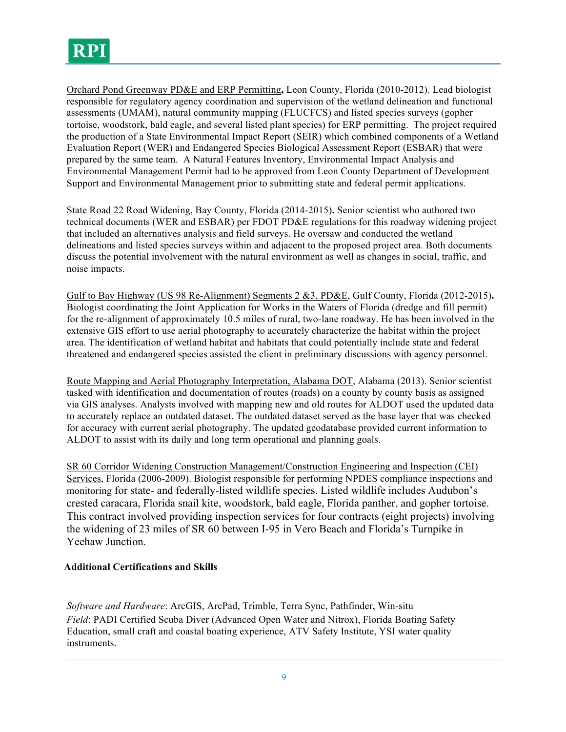Orchard Pond Greenway PD&E and ERP Permitting**,** Leon County, Florida (2010-2012). Lead biologist responsible for regulatory agency coordination and supervision of the wetland delineation and functional assessments (UMAM), natural community mapping (FLUCFCS) and listed species surveys (gopher tortoise, woodstork, bald eagle, and several listed plant species) for ERP permitting. The project required the production of a State Environmental Impact Report (SEIR) which combined components of a Wetland Evaluation Report (WER) and Endangered Species Biological Assessment Report (ESBAR) that were prepared by the same team. A Natural Features Inventory, Environmental Impact Analysis and Environmental Management Permit had to be approved from Leon County Department of Development Support and Environmental Management prior to submitting state and federal permit applications.

State Road 22 Road Widening, Bay County, Florida (2014-2015)**.** Senior scientist who authored two technical documents (WER and ESBAR) per FDOT PD&E regulations for this roadway widening project that included an alternatives analysis and field surveys. He oversaw and conducted the wetland delineations and listed species surveys within and adjacent to the proposed project area. Both documents discuss the potential involvement with the natural environment as well as changes in social, traffic, and noise impacts.

Gulf to Bay Highway (US 98 Re-Alignment) Segments 2 &3, PD&E, Gulf County, Florida (2012-2015)**.** Biologist coordinating the Joint Application for Works in the Waters of Florida (dredge and fill permit) for the re-alignment of approximately 10.5 miles of rural, two-lane roadway. He has been involved in the extensive GIS effort to use aerial photography to accurately characterize the habitat within the project area. The identification of wetland habitat and habitats that could potentially include state and federal threatened and endangered species assisted the client in preliminary discussions with agency personnel.

Route Mapping and Aerial Photography Interpretation, Alabama DOT, Alabama (2013). Senior scientist tasked with identification and documentation of routes (roads) on a county by county basis as assigned via GIS analyses. Analysts involved with mapping new and old routes for ALDOT used the updated data to accurately replace an outdated dataset. The outdated dataset served as the base layer that was checked for accuracy with current aerial photography. The updated geodatabase provided current information to ALDOT to assist with its daily and long term operational and planning goals.

SR 60 Corridor Widening Construction Management/Construction Engineering and Inspection (CEI) Services, Florida (2006-2009). Biologist responsible for performing NPDES compliance inspections and monitoring for state- and federally-listed wildlife species. Listed wildlife includes Audubon's crested caracara, Florida snail kite, woodstork, bald eagle, Florida panther, and gopher tortoise. This contract involved providing inspection services for four contracts (eight projects) involving the widening of 23 miles of SR 60 between I-95 in Vero Beach and Florida's Turnpike in Yeehaw Junction.

**Additional Certifications and Skills**

*Software and Hardware*: ArcGIS, ArcPad, Trimble, Terra Sync, Pathfinder, Win-situ
*Field*: PADI Certified Scuba Diver (Advanced Open Water and Nitrox), Florida Boating Safety Education, small craft and coastal boating experience, ATV Safety Institute, YSI water quality instruments.